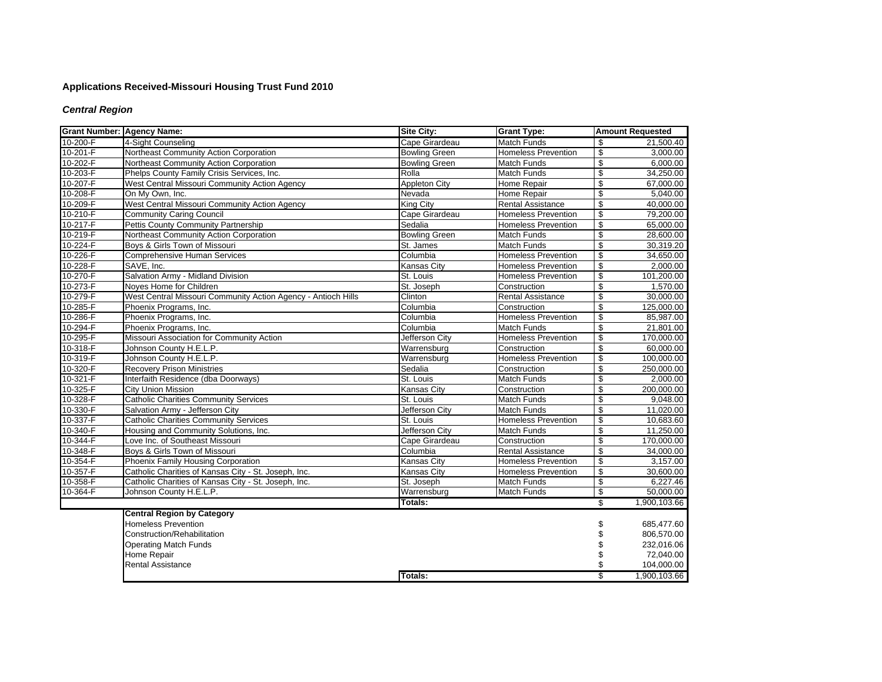## Applications Received-Missouri Housing Trust Fund 2010

### *Central Region*

| Grant Number: | Agency Name: | Site City: | Grant Type: | Amount Requested |
|---|---|---|---|---|
| 10-200-F | 4-Sight Counseling | Cape Girardeau | Match Funds | $ 21,500.40 |
| 10-201-F | Northeast Community Action Corporation | Bowling Green | Homeless Prevention | $ 3,000.00 |
| 10-202-F | Northeast Community Action Corporation | Bowling Green | Match Funds | $ 6,000.00 |
| 10-203-F | Phelps County Family Crisis Services, Inc. | Rolla | Match Funds | $ 34,250.00 |
| 10-207-F | West Central Missouri Community Action Agency | Appleton City | Home Repair | $ 67,000.00 |
| 10-208-F | On My Own, Inc. | Nevada | Home Repair | $ 5,040.00 |
| 10-209-F | West Central Missouri Community Action Agency | King City | Rental Assistance | $ 40,000.00 |
| 10-210-F | Community Caring Council | Cape Girardeau | Homeless Prevention | $ 79,200.00 |
| 10-217-F | Pettis County Community Partnership | Sedalia | Homeless Prevention | $ 65,000.00 |
| 10-219-F | Northeast Community Action Corporation | Bowling Green | Match Funds | $ 28,600.00 |
| 10-224-F | Boys & Girls Town of Missouri | St. James | Match Funds | $ 30,319.20 |
| 10-226-F | Comprehensive Human Services | Columbia | Homeless Prevention | $ 34,650.00 |
| 10-228-F | SAVE, Inc. | Kansas City | Homeless Prevention | $ 2,000.00 |
| 10-270-F | Salvation Army - Midland Division | St. Louis | Homeless Prevention | $ 101,200.00 |
| 10-273-F | Noyes Home for Children | St. Joseph | Construction | $ 1,570.00 |
| 10-279-F | West Central Missouri Community Action Agency - Antioch Hills | Clinton | Rental Assistance | $ 30,000.00 |
| 10-285-F | Phoenix Programs, Inc. | Columbia | Construction | $ 125,000.00 |
| 10-286-F | Phoenix Programs, Inc. | Columbia | Homeless Prevention | $ 85,987.00 |
| 10-294-F | Phoenix Programs, Inc. | Columbia | Match Funds | $ 21,801.00 |
| 10-295-F | Missouri Association for Community Action | Jefferson City | Homeless Prevention | $ 170,000.00 |
| 10-318-F | Johnson County H.E.L.P. | Warrensburg | Construction | $ 60,000.00 |
| 10-319-F | Johnson County H.E.L.P. | Warrensburg | Homeless Prevention | $ 100,000.00 |
| 10-320-F | Recovery Prison Ministries | Sedalia | Construction | $ 250,000.00 |
| 10-321-F | Interfaith Residence (dba Doorways) | St. Louis | Match Funds | $ 2,000.00 |
| 10-325-F | City Union Mission | Kansas City | Construction | $ 200,000.00 |
| 10-328-F | Catholic Charities Community Services | St. Louis | Match Funds | $ 9,048.00 |
| 10-330-F | Salvation Army - Jefferson City | Jefferson City | Match Funds | $ 11,020.00 |
| 10-337-F | Catholic Charities Community Services | St. Louis | Homeless Prevention | $ 10,683.60 |
| 10-340-F | Housing and Community Solutions, Inc. | Jefferson City | Match Funds | $ 11,250.00 |
| 10-344-F | Love Inc. of Southeast Missouri | Cape Girardeau | Construction | $ 170,000.00 |
| 10-348-F | Boys & Girls Town of Missouri | Columbia | Rental Assistance | $ 34,000.00 |
| 10-354-F | Phoenix Family Housing Corporation | Kansas City | Homeless Prevention | $ 3,157.00 |
| 10-357-F | Catholic Charities of Kansas City - St. Joseph, Inc. | Kansas City | Homeless Prevention | $ 30,600.00 |
| 10-358-F | Catholic Charities of Kansas City - St. Joseph, Inc. | St. Joseph | Match Funds | $ 6,227.46 |
| 10-364-F | Johnson County H.E.L.P. | Warrensburg | Match Funds | $ 50,000.00 |
| | | **Totals:** | | $ 1,900,103.66 |

| | **Central Region by Category** | | | |
|---|---|---|---|---|
| | Homeless Prevention | | | $ 685,477.60 |
| | Construction/Rehabilitation | | | $ 806,570.00 |
| | Operating Match Funds | | | $ 232,016.06 |
| | Home Repair | | | $ 72,040.00 |
| | Rental Assistance | | | $ 104,000.00 |
| | | **Totals:** | | $ 1,900,103.66 |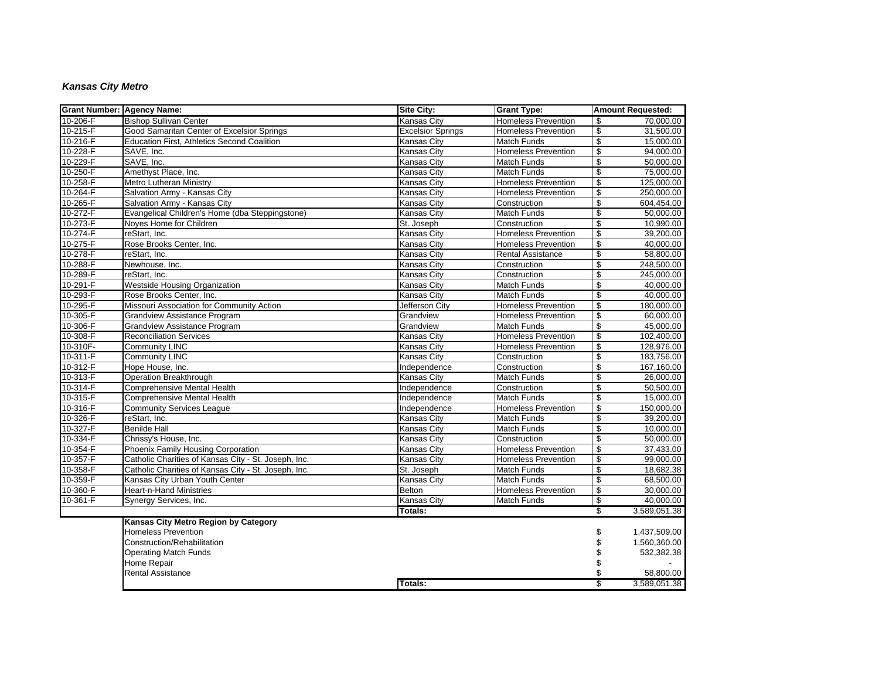***Kansas City Metro***

| Grant Number: | Agency Name: | Site City: | Grant Type: | Amount Requested: |
|---|---|---|---|---|
| 10-206-F | Bishop Sullivan Center | Kansas City | Homeless Prevention | $ 70,000.00 |
| 10-215-F | Good Samaritan Center of Excelsior Springs | Excelsior Springs | Homeless Prevention | $ 31,500.00 |
| 10-216-F | Education First, Athletics Second Coalition | Kansas City | Match Funds | $ 15,000.00 |
| 10-228-F | SAVE, Inc. | Kansas City | Homeless Prevention | $ 94,000.00 |
| 10-229-F | SAVE, Inc. | Kansas City | Match Funds | $ 50,000.00 |
| 10-250-F | Amethyst Place, Inc. | Kansas City | Match Funds | $ 75,000.00 |
| 10-258-F | Metro Lutheran Ministry | Kansas City | Homeless Prevention | $ 125,000.00 |
| 10-264-F | Salvation Army - Kansas City | Kansas City | Homeless Prevention | $ 250,000.00 |
| 10-265-F | Salvation Army - Kansas City | Kansas City | Construction | $ 604,454.00 |
| 10-272-F | Evangelical Children's Home (dba Steppingstone) | Kansas City | Match Funds | $ 50,000.00 |
| 10-273-F | Noyes Home for Children | St. Joseph | Construction | $ 10,990.00 |
| 10-274-F | reStart, Inc. | Kansas City | Homeless Prevention | $ 39,200.00 |
| 10-275-F | Rose Brooks Center, Inc. | Kansas City | Homeless Prevention | $ 40,000.00 |
| 10-278-F | reStart, Inc. | Kansas City | Rental Assistance | $ 58,800.00 |
| 10-288-F | Newhouse, Inc. | Kansas City | Construction | $ 248,500.00 |
| 10-289-F | reStart, Inc. | Kansas City | Construction | $ 245,000.00 |
| 10-291-F | Westside Housing Organization | Kansas City | Match Funds | $ 40,000.00 |
| 10-293-F | Rose Brooks Center, Inc. | Kansas City | Match Funds | $ 40,000.00 |
| 10-295-F | Missouri Association for Community Action | Jefferson City | Homeless Prevention | $ 180,000.00 |
| 10-305-F | Grandview Assistance Program | Grandview | Homeless Prevention | $ 60,000.00 |
| 10-306-F | Grandview Assistance Program | Grandview | Match Funds | $ 45,000.00 |
| 10-308-F | Reconciliation Services | Kansas City | Homeless Prevention | $ 102,400.00 |
| 10-310F- | Community LINC | Kansas City | Homeless Prevention | $ 128,976.00 |
| 10-311-F | Community LINC | Kansas City | Construction | $ 183,756.00 |
| 10-312-F | Hope House, Inc. | Independence | Construction | $ 167,160.00 |
| 10-313-F | Operation Breakthrough | Kansas City | Match Funds | $ 26,000.00 |
| 10-314-F | Comprehensive Mental Health | Independence | Construction | $ 50,500.00 |
| 10-315-F | Comprehensive Mental Health | Independence | Match Funds | $ 15,000.00 |
| 10-316-F | Community Services League | Independence | Homeless Prevention | $ 150,000.00 |
| 10-326-F | reStart, Inc. | Kansas City | Match Funds | $ 39,200.00 |
| 10-327-F | Benilde Hall | Kansas City | Match Funds | $ 10,000.00 |
| 10-334-F | Chrissy's House, Inc. | Kansas City | Construction | $ 50,000.00 |
| 10-354-F | Phoenix Family Housing Corporation | Kansas City | Homeless Prevention | $ 37,433.00 |
| 10-357-F | Catholic Charities of Kansas City - St. Joseph, Inc. | Kansas City | Homeless Prevention | $ 99,000.00 |
| 10-358-F | Catholic Charities of Kansas City - St. Joseph, Inc. | St. Joseph | Match Funds | $ 18,682.38 |
| 10-359-F | Kansas City Urban Youth Center | Kansas City | Match Funds | $ 68,500.00 |
| 10-360-F | Heart-n-Hand Ministries | Belton | Homeless Prevention | $ 30,000.00 |
| 10-361-F | Synergy Services, Inc. | Kansas City | Match Funds | $ 40,000.00 |
| | | **Totals:** | | $ 3,589,051.38 |
| | **Kansas City Metro Region by Category** | | | |
| | Homeless Prevention | | | $ 1,437,509.00 |
| | Construction/Rehabilitation | | | $ 1,560,360.00 |
| | Operating Match Funds | | | $ 532,382.38 |
| | Home Repair | | | $ - |
| | Rental Assistance | | | $ 58,800.00 |
| | | **Totals:** | | $ 3,589,051.38 |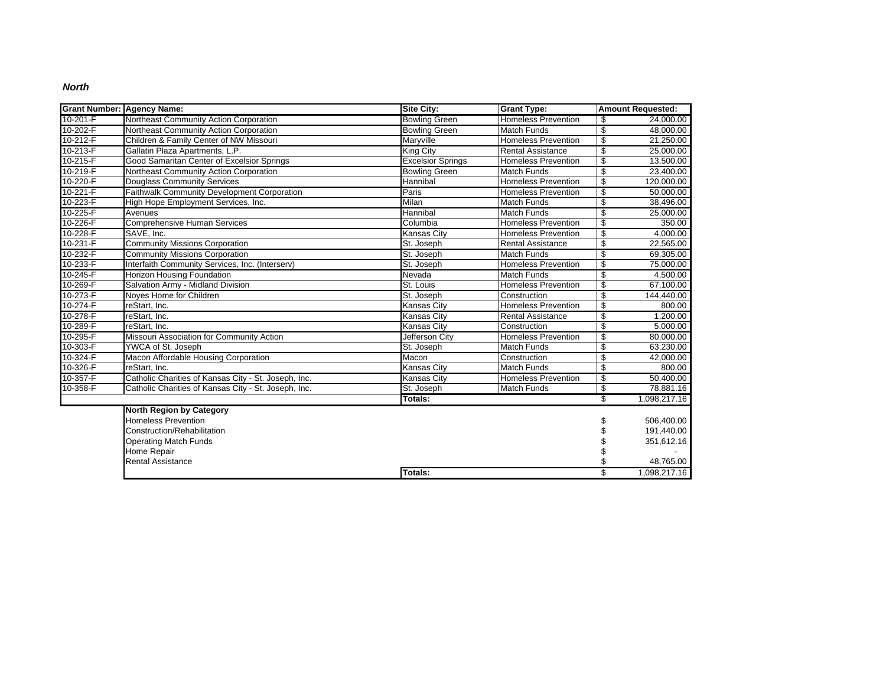***North***

| Grant Number: | Agency Name: | Site City: | Grant Type: | Amount Requested: |
|---|---|---|---|---|
| 10-201-F | Northeast Community Action Corporation | Bowling Green | Homeless Prevention | $ 24,000.00 |
| 10-202-F | Northeast Community Action Corporation | Bowling Green | Match Funds | $ 48,000.00 |
| 10-212-F | Children & Family Center of NW Missouri | Maryville | Homeless Prevention | $ 21,250.00 |
| 10-213-F | Gallatin Plaza Apartments, L.P. | King City | Rental Assistance | $ 25,000.00 |
| 10-215-F | Good Samaritan Center of Excelsior Springs | Excelsior Springs | Homeless Prevention | $ 13,500.00 |
| 10-219-F | Northeast Community Action Corporation | Bowling Green | Match Funds | $ 23,400.00 |
| 10-220-F | Douglass Community Services | Hannibal | Homeless Prevention | $ 120,000.00 |
| 10-221-F | Faithwalk Community Development Corporation | Paris | Homeless Prevention | $ 50,000.00 |
| 10-223-F | High Hope Employment Services, Inc. | Milan | Match Funds | $ 38,496.00 |
| 10-225-F | Avenues | Hannibal | Match Funds | $ 25,000.00 |
| 10-226-F | Comprehensive Human Services | Columbia | Homeless Prevention | $ 350.00 |
| 10-228-F | SAVE, Inc. | Kansas City | Homeless Prevention | $ 4,000.00 |
| 10-231-F | Community Missions Corporation | St. Joseph | Rental Assistance | $ 22,565.00 |
| 10-232-F | Community Missions Corporation | St. Joseph | Match Funds | $ 69,305.00 |
| 10-233-F | Interfaith Community Services, Inc. (Interserv) | St. Joseph | Homeless Prevention | $ 75,000.00 |
| 10-245-F | Horizon Housing Foundation | Nevada | Match Funds | $ 4,500.00 |
| 10-269-F | Salvation Army - Midland Division | St. Louis | Homeless Prevention | $ 67,100.00 |
| 10-273-F | Noyes Home for Children | St. Joseph | Construction | $ 144,440.00 |
| 10-274-F | reStart, Inc. | Kansas City | Homeless Prevention | $ 800.00 |
| 10-278-F | reStart, Inc. | Kansas City | Rental Assistance | $ 1,200.00 |
| 10-289-F | reStart, Inc. | Kansas City | Construction | $ 5,000.00 |
| 10-295-F | Missouri Association for Community Action | Jefferson City | Homeless Prevention | $ 80,000.00 |
| 10-303-F | YWCA of St. Joseph | St. Joseph | Match Funds | $ 63,230.00 |
| 10-324-F | Macon Affordable Housing Corporation | Macon | Construction | $ 42,000.00 |
| 10-326-F | reStart, Inc. | Kansas City | Match Funds | $ 800.00 |
| 10-357-F | Catholic Charities of Kansas City - St. Joseph, Inc. | Kansas City | Homeless Prevention | $ 50,400.00 |
| 10-358-F | Catholic Charities of Kansas City - St. Joseph, Inc. | St. Joseph | Match Funds | $ 78,881.16 |
| | | **Totals:** | | $ 1,098,217.16 |

| North Region by Category | Amount |
|---|---|
| Homeless Prevention | $ 506,400.00 |
| Construction/Rehabilitation | $ 191,440.00 |
| Operating Match Funds | $ 351,612.16 |
| Home Repair | $ - |
| Rental Assistance | $ 48,765.00 |
| **Totals:** | $ 1,098,217.16 |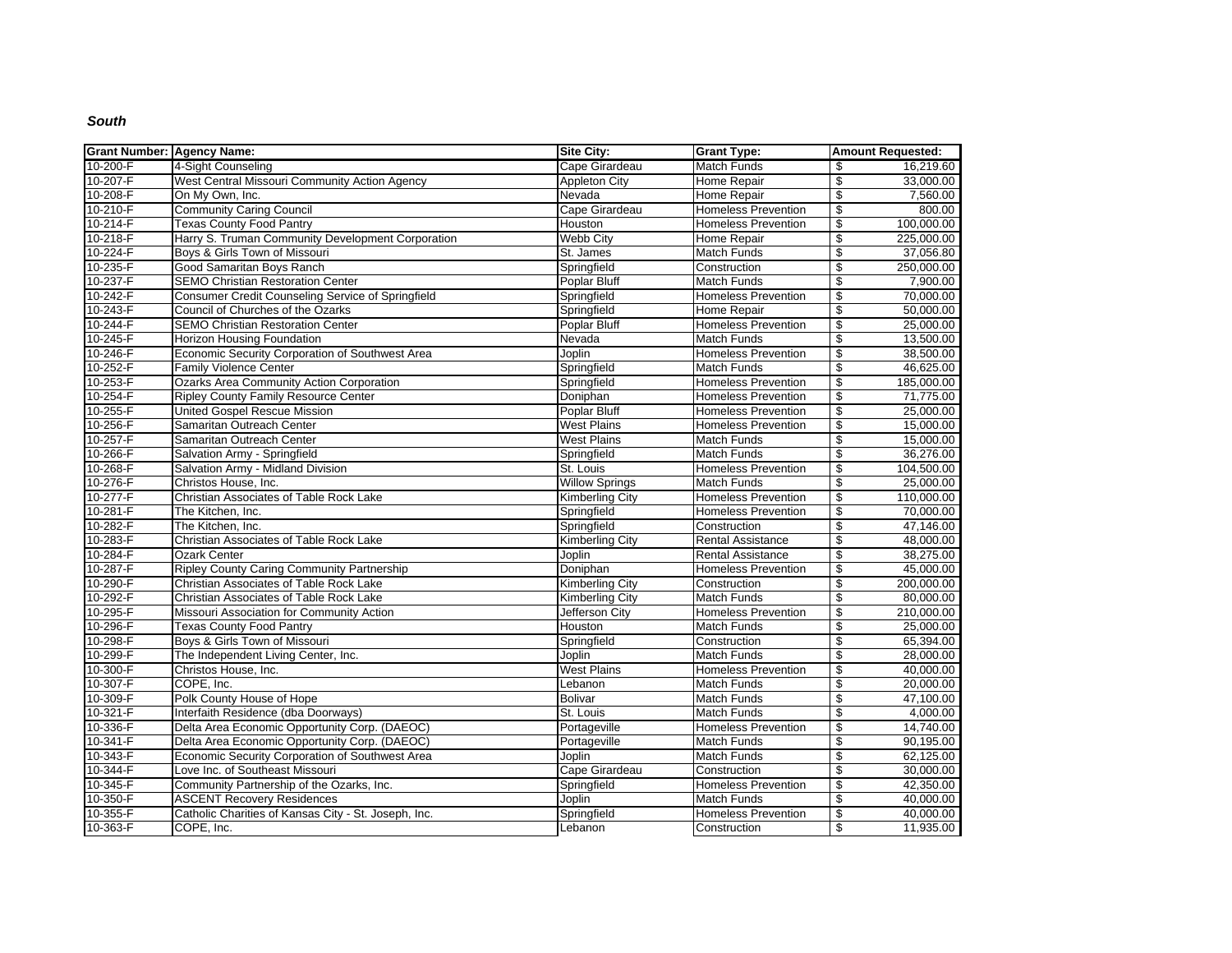***South***

| Grant Number: | Agency Name: | Site City: | Grant Type: | Amount Requested: |
|---|---|---|---|---|
| 10-200-F | 4-Sight Counseling | Cape Girardeau | Match Funds | $ 16,219.60 |
| 10-207-F | West Central Missouri Community Action Agency | Appleton City | Home Repair | $ 33,000.00 |
| 10-208-F | On My Own, Inc. | Nevada | Home Repair | $ 7,560.00 |
| 10-210-F | Community Caring Council | Cape Girardeau | Homeless Prevention | $ 800.00 |
| 10-214-F | Texas County Food Pantry | Houston | Homeless Prevention | $ 100,000.00 |
| 10-218-F | Harry S. Truman Community Development Corporation | Webb City | Home Repair | $ 225,000.00 |
| 10-224-F | Boys & Girls Town of Missouri | St. James | Match Funds | $ 37,056.80 |
| 10-235-F | Good Samaritan Boys Ranch | Springfield | Construction | $ 250,000.00 |
| 10-237-F | SEMO Christian Restoration Center | Poplar Bluff | Match Funds | $ 7,900.00 |
| 10-242-F | Consumer Credit Counseling Service of Springfield | Springfield | Homeless Prevention | $ 70,000.00 |
| 10-243-F | Council of Churches of the Ozarks | Springfield | Home Repair | $ 50,000.00 |
| 10-244-F | SEMO Christian Restoration Center | Poplar Bluff | Homeless Prevention | $ 25,000.00 |
| 10-245-F | Horizon Housing Foundation | Nevada | Match Funds | $ 13,500.00 |
| 10-246-F | Economic Security Corporation of Southwest Area | Joplin | Homeless Prevention | $ 38,500.00 |
| 10-252-F | Family Violence Center | Springfield | Match Funds | $ 46,625.00 |
| 10-253-F | Ozarks Area Community Action Corporation | Springfield | Homeless Prevention | $ 185,000.00 |
| 10-254-F | Ripley County Family Resource Center | Doniphan | Homeless Prevention | $ 71,775.00 |
| 10-255-F | United Gospel Rescue Mission | Poplar Bluff | Homeless Prevention | $ 25,000.00 |
| 10-256-F | Samaritan Outreach Center | West Plains | Homeless Prevention | $ 15,000.00 |
| 10-257-F | Samaritan Outreach Center | West Plains | Match Funds | $ 15,000.00 |
| 10-266-F | Salvation Army - Springfield | Springfield | Match Funds | $ 36,276.00 |
| 10-268-F | Salvation Army - Midland Division | St. Louis | Homeless Prevention | $ 104,500.00 |
| 10-276-F | Christos House, Inc. | Willow Springs | Match Funds | $ 25,000.00 |
| 10-277-F | Christian Associates of Table Rock Lake | Kimberling City | Homeless Prevention | $ 110,000.00 |
| 10-281-F | The Kitchen, Inc. | Springfield | Homeless Prevention | $ 70,000.00 |
| 10-282-F | The Kitchen, Inc. | Springfield | Construction | $ 47,146.00 |
| 10-283-F | Christian Associates of Table Rock Lake | Kimberling City | Rental Assistance | $ 48,000.00 |
| 10-284-F | Ozark Center | Joplin | Rental Assistance | $ 38,275.00 |
| 10-287-F | Ripley County Caring Community Partnership | Doniphan | Homeless Prevention | $ 45,000.00 |
| 10-290-F | Christian Associates of Table Rock Lake | Kimberling City | Construction | $ 200,000.00 |
| 10-292-F | Christian Associates of Table Rock Lake | Kimberling City | Match Funds | $ 80,000.00 |
| 10-295-F | Missouri Association for Community Action | Jefferson City | Homeless Prevention | $ 210,000.00 |
| 10-296-F | Texas County Food Pantry | Houston | Match Funds | $ 25,000.00 |
| 10-298-F | Boys & Girls Town of Missouri | Springfield | Construction | $ 65,394.00 |
| 10-299-F | The Independent Living Center, Inc. | Joplin | Match Funds | $ 28,000.00 |
| 10-300-F | Christos House, Inc. | West Plains | Homeless Prevention | $ 40,000.00 |
| 10-307-F | COPE, Inc. | Lebanon | Match Funds | $ 20,000.00 |
| 10-309-F | Polk County House of Hope | Bolivar | Match Funds | $ 47,100.00 |
| 10-321-F | Interfaith Residence (dba Doorways) | St. Louis | Match Funds | $ 4,000.00 |
| 10-336-F | Delta Area Economic Opportunity Corp. (DAEOC) | Portageville | Homeless Prevention | $ 14,740.00 |
| 10-341-F | Delta Area Economic Opportunity Corp. (DAEOC) | Portageville | Match Funds | $ 90,195.00 |
| 10-343-F | Economic Security Corporation of Southwest Area | Joplin | Match Funds | $ 62,125.00 |
| 10-344-F | Love Inc. of Southeast Missouri | Cape Girardeau | Construction | $ 30,000.00 |
| 10-345-F | Community Partnership of the Ozarks, Inc. | Springfield | Homeless Prevention | $ 42,350.00 |
| 10-350-F | ASCENT Recovery Residences | Joplin | Match Funds | $ 40,000.00 |
| 10-355-F | Catholic Charities of Kansas City - St. Joseph, Inc. | Springfield | Homeless Prevention | $ 40,000.00 |
| 10-363-F | COPE, Inc. | Lebanon | Construction | $ 11,935.00 |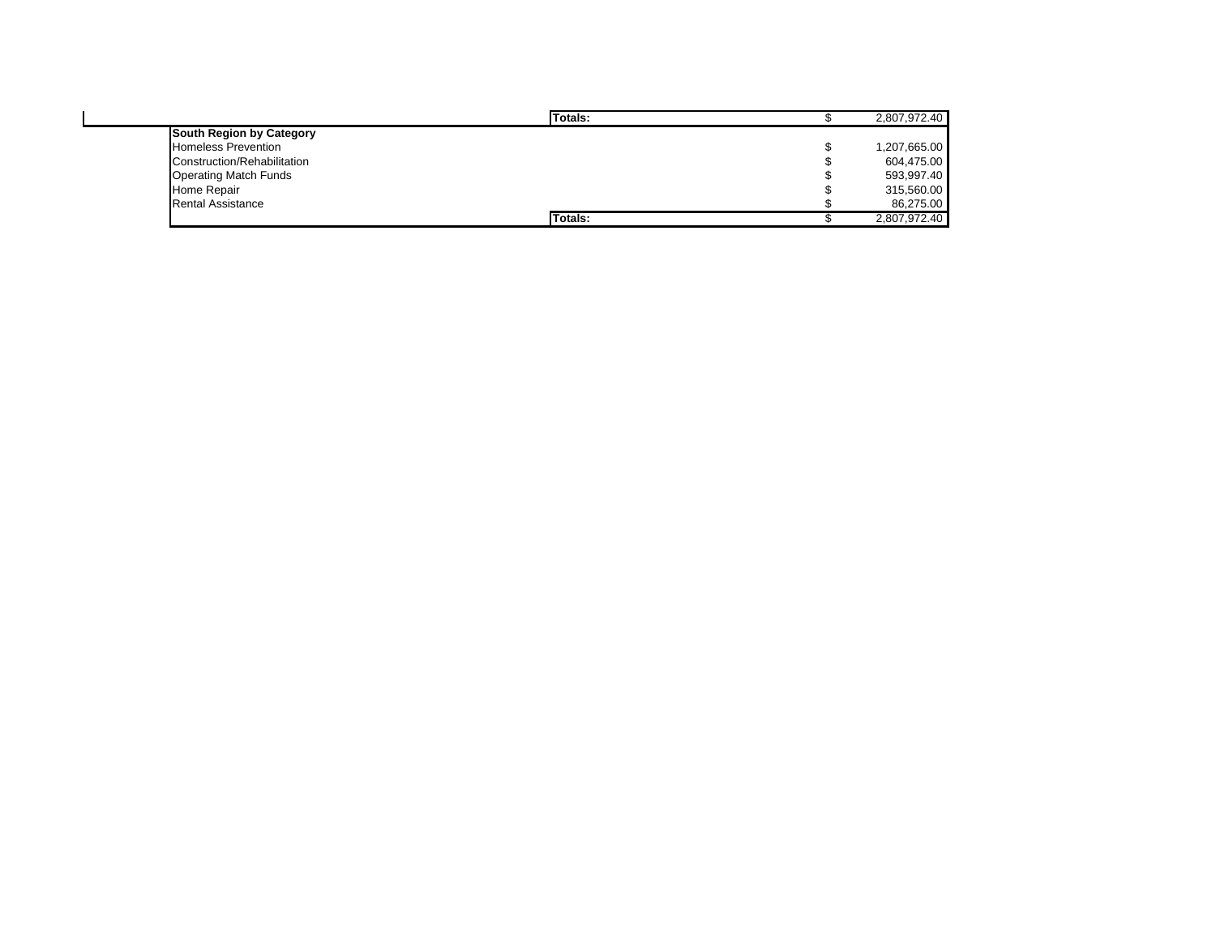| | | | |
|---|---|---|---|
| | Totals: | $ | 2,807,972.40 |

| South Region by Category | | | |
|---|---|---|---|
| Homeless Prevention | | $ | 1,207,665.00 |
| Construction/Rehabilitation | | $ | 604,475.00 |
| Operating Match Funds | | $ | 593,997.40 |
| Home Repair | | $ | 315,560.00 |
| Rental Assistance | | $ | 86,275.00 |
| | Totals: | $ | 2,807,972.40 |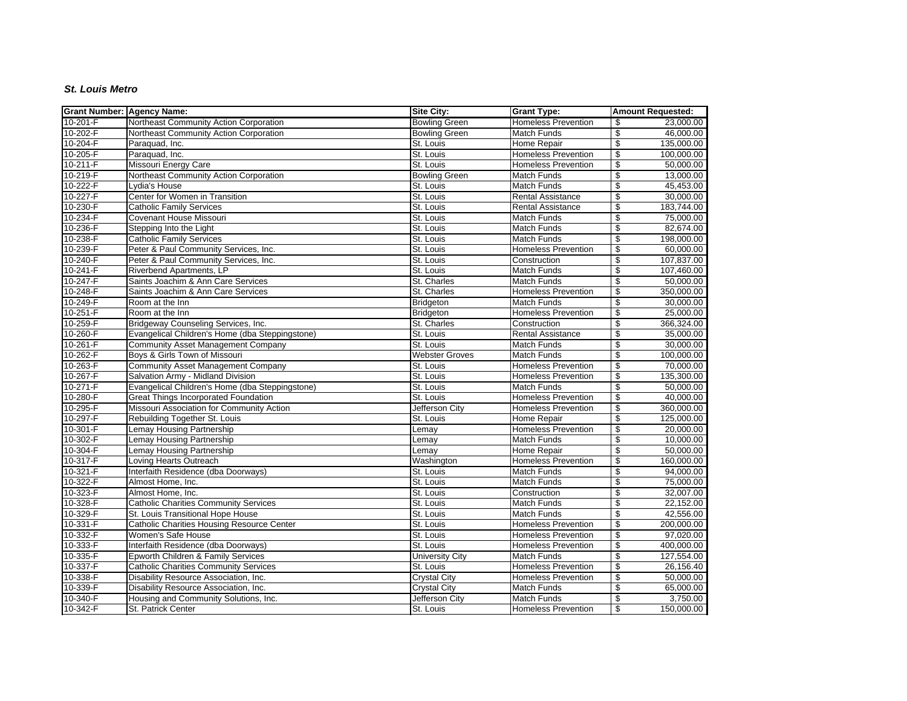***St. Louis Metro***

| Grant Number: | Agency Name: | Site City: | Grant Type: | Amount Requested: |
|---|---|---|---|---|
| 10-201-F | Northeast Community Action Corporation | Bowling Green | Homeless Prevention | $ 23,000.00 |
| 10-202-F | Northeast Community Action Corporation | Bowling Green | Match Funds | $ 46,000.00 |
| 10-204-F | Paraquad, Inc. | St. Louis | Home Repair | $ 135,000.00 |
| 10-205-F | Paraquad, Inc. | St. Louis | Homeless Prevention | $ 100,000.00 |
| 10-211-F | Missouri Energy Care | St. Louis | Homeless Prevention | $ 50,000.00 |
| 10-219-F | Northeast Community Action Corporation | Bowling Green | Match Funds | $ 13,000.00 |
| 10-222-F | Lydia's House | St. Louis | Match Funds | $ 45,453.00 |
| 10-227-F | Center for Women in Transition | St. Louis | Rental Assistance | $ 30,000.00 |
| 10-230-F | Catholic Family Services | St. Louis | Rental Assistance | $ 183,744.00 |
| 10-234-F | Covenant House Missouri | St. Louis | Match Funds | $ 75,000.00 |
| 10-236-F | Stepping Into the Light | St. Louis | Match Funds | $ 82,674.00 |
| 10-238-F | Catholic Family Services | St. Louis | Match Funds | $ 198,000.00 |
| 10-239-F | Peter & Paul Community Services, Inc. | St. Louis | Homeless Prevention | $ 60,000.00 |
| 10-240-F | Peter & Paul Community Services, Inc. | St. Louis | Construction | $ 107,837.00 |
| 10-241-F | Riverbend Apartments, LP | St. Louis | Match Funds | $ 107,460.00 |
| 10-247-F | Saints Joachim & Ann Care Services | St. Charles | Match Funds | $ 50,000.00 |
| 10-248-F | Saints Joachim & Ann Care Services | St. Charles | Homeless Prevention | $ 350,000.00 |
| 10-249-F | Room at the Inn | Bridgeton | Match Funds | $ 30,000.00 |
| 10-251-F | Room at the Inn | Bridgeton | Homeless Prevention | $ 25,000.00 |
| 10-259-F | Bridgeway Counseling Services, Inc. | St. Charles | Construction | $ 366,324.00 |
| 10-260-F | Evangelical Children's Home (dba Steppingstone) | St. Louis | Rental Assistance | $ 35,000.00 |
| 10-261-F | Community Asset Management Company | St. Louis | Match Funds | $ 30,000.00 |
| 10-262-F | Boys & Girls Town of Missouri | Webster Groves | Match Funds | $ 100,000.00 |
| 10-263-F | Community Asset Management Company | St. Louis | Homeless Prevention | $ 70,000.00 |
| 10-267-F | Salvation Army - Midland Division | St. Louis | Homeless Prevention | $ 135,300.00 |
| 10-271-F | Evangelical Children's Home (dba Steppingstone) | St. Louis | Match Funds | $ 50,000.00 |
| 10-280-F | Great Things Incorporated Foundation | St. Louis | Homeless Prevention | $ 40,000.00 |
| 10-295-F | Missouri Association for Community Action | Jefferson City | Homeless Prevention | $ 360,000.00 |
| 10-297-F | Rebuilding Together St. Louis | St. Louis | Home Repair | $ 125,000.00 |
| 10-301-F | Lemay Housing Partnership | Lemay | Homeless Prevention | $ 20,000.00 |
| 10-302-F | Lemay Housing Partnership | Lemay | Match Funds | $ 10,000.00 |
| 10-304-F | Lemay Housing Partnership | Lemay | Home Repair | $ 50,000.00 |
| 10-317-F | Loving Hearts Outreach | Washington | Homeless Prevention | $ 160,000.00 |
| 10-321-F | Interfaith Residence (dba Doorways) | St. Louis | Match Funds | $ 94,000.00 |
| 10-322-F | Almost Home, Inc. | St. Louis | Match Funds | $ 75,000.00 |
| 10-323-F | Almost Home, Inc. | St. Louis | Construction | $ 32,007.00 |
| 10-328-F | Catholic Charities Community Services | St. Louis | Match Funds | $ 22,152.00 |
| 10-329-F | St. Louis Transitional Hope House | St. Louis | Match Funds | $ 42,556.00 |
| 10-331-F | Catholic Charities Housing Resource Center | St. Louis | Homeless Prevention | $ 200,000.00 |
| 10-332-F | Women's Safe House | St. Louis | Homeless Prevention | $ 97,020.00 |
| 10-333-F | Interfaith Residence (dba Doorways) | St. Louis | Homeless Prevention | $ 400,000.00 |
| 10-335-F | Epworth Children & Family Services | University City | Match Funds | $ 127,554.00 |
| 10-337-F | Catholic Charities Community Services | St. Louis | Homeless Prevention | $ 26,156.40 |
| 10-338-F | Disability Resource Association, Inc. | Crystal City | Homeless Prevention | $ 50,000.00 |
| 10-339-F | Disability Resource Association, Inc. | Crystal City | Match Funds | $ 65,000.00 |
| 10-340-F | Housing and Community Solutions, Inc. | Jefferson City | Match Funds | $ 3,750.00 |
| 10-342-F | St. Patrick Center | St. Louis | Homeless Prevention | $ 150,000.00 |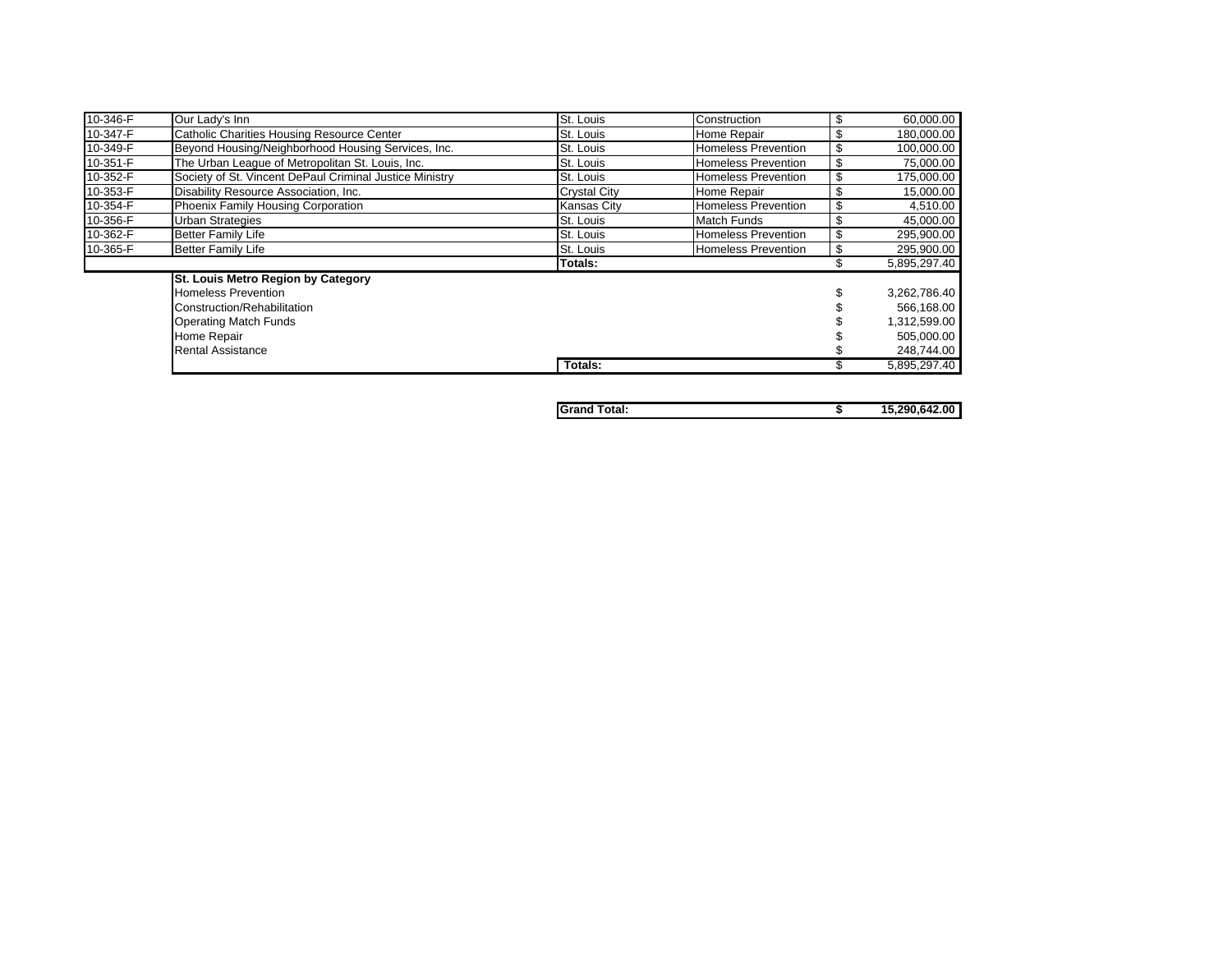| | | | | | |
|---|---|---|---|---|---|
| 10-346-F | Our Lady's Inn | St. Louis | Construction | $ | 60,000.00 |
| 10-347-F | Catholic Charities Housing Resource Center | St. Louis | Home Repair | $ | 180,000.00 |
| 10-349-F | Beyond Housing/Neighborhood Housing Services, Inc. | St. Louis | Homeless Prevention | $ | 100,000.00 |
| 10-351-F | The Urban League of Metropolitan St. Louis, Inc. | St. Louis | Homeless Prevention | $ | 75,000.00 |
| 10-352-F | Society of St. Vincent DePaul Criminal Justice Ministry | St. Louis | Homeless Prevention | $ | 175,000.00 |
| 10-353-F | Disability Resource Association, Inc. | Crystal City | Home Repair | $ | 15,000.00 |
| 10-354-F | Phoenix Family Housing Corporation | Kansas City | Homeless Prevention | $ | 4,510.00 |
| 10-356-F | Urban Strategies | St. Louis | Match Funds | $ | 45,000.00 |
| 10-362-F | Better Family Life | St. Louis | Homeless Prevention | $ | 295,900.00 |
| 10-365-F | Better Family Life | St. Louis | Homeless Prevention | $ | 295,900.00 |
| | | **Totals:** | | $ | 5,895,297.40 |

| | | | |
|---|---|---|---|
| **St. Louis Metro Region by Category** | | | |
| Homeless Prevention | | $ | 3,262,786.40 |
| Construction/Rehabilitation | | $ | 566,168.00 |
| Operating Match Funds | | $ | 1,312,599.00 |
| Home Repair | | $ | 505,000.00 |
| Rental Assistance | | $ | 248,744.00 |
| | **Totals:** | $ | 5,895,297.40 |

| | | |
|---|---|---|
| **Grand Total:** | **$** | **15,290,642.00** |